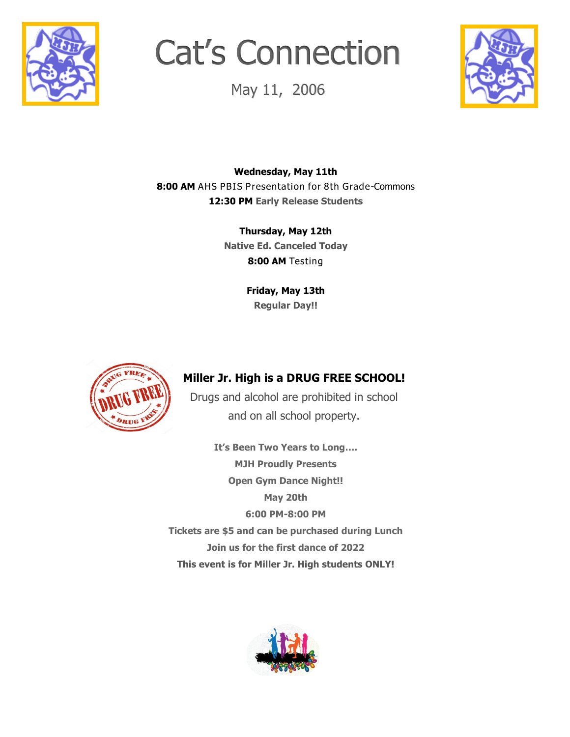# Cat's Connection

May 11, 2006

**Wednesday, May 11th**
**8:00 AM** AHS PBIS Presentation for 8th Grade-Commons
**12:30 PM Early Release Students**

**Thursday, May 12th**
**Native Ed. Canceled Today**
**8:00 AM** Testing

**Friday, May 13th**
**Regular Day!!**

**Miller Jr. High is a DRUG FREE SCHOOL!**

Drugs and alcohol are prohibited in school and on all school property.

**It's Been Two Years to Long….**
**MJH Proudly Presents**
**Open Gym Dance Night!!**
**May 20th**
**6:00 PM-8:00 PM**
**Tickets are $5 and can be purchased during Lunch**
**Join us for the first dance of 2022**
**This event is for Miller Jr. High students ONLY!**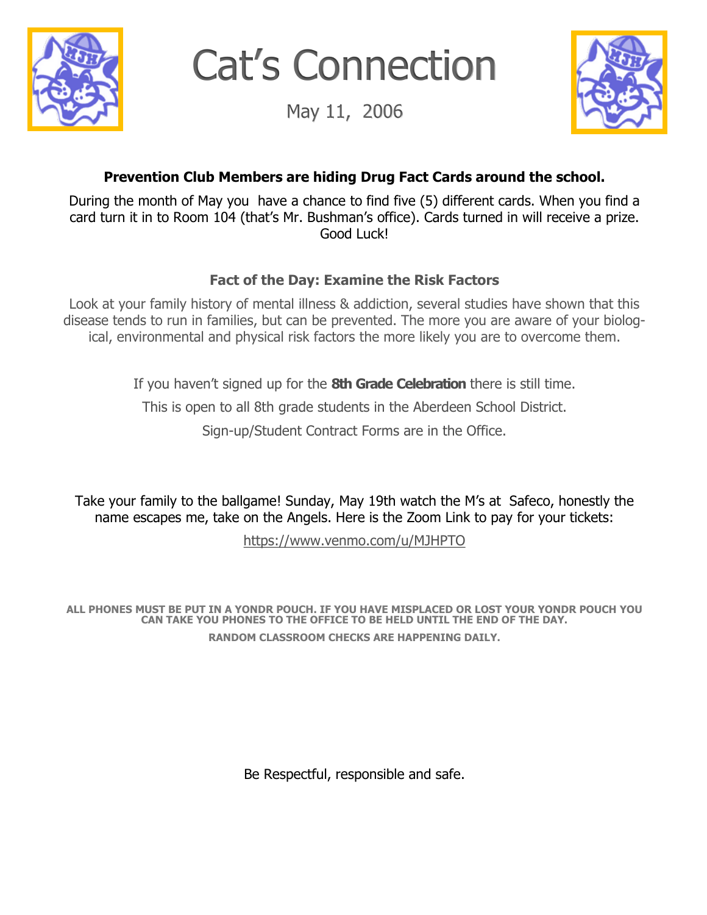# Cat's Connection

May 11, 2006

**Prevention Club Members are hiding Drug Fact Cards around the school.**

During the month of May you have a chance to find five (5) different cards. When you find a card turn it in to Room 104 (that's Mr. Bushman's office). Cards turned in will receive a prize. Good Luck!

**Fact of the Day: Examine the Risk Factors**

Look at your family history of mental illness & addiction, several studies have shown that this disease tends to run in families, but can be prevented. The more you are aware of your biological, environmental and physical risk factors the more likely you are to overcome them.

If you haven't signed up for the **8th Grade Celebration** there is still time.

This is open to all 8th grade students in the Aberdeen School District.

Sign-up/Student Contract Forms are in the Office.

Take your family to the ballgame! Sunday, May 19th watch the M's at Safeco, honestly the name escapes me, take on the Angels. Here is the Zoom Link to pay for your tickets:

https://www.venmo.com/u/MJHPTO

**ALL PHONES MUST BE PUT IN A YONDR POUCH. IF YOU HAVE MISPLACED OR LOST YOUR YONDR POUCH YOU CAN TAKE YOU PHONES TO THE OFFICE TO BE HELD UNTIL THE END OF THE DAY.**

**RANDOM CLASSROOM CHECKS ARE HAPPENING DAILY.**

Be Respectful, responsible and safe.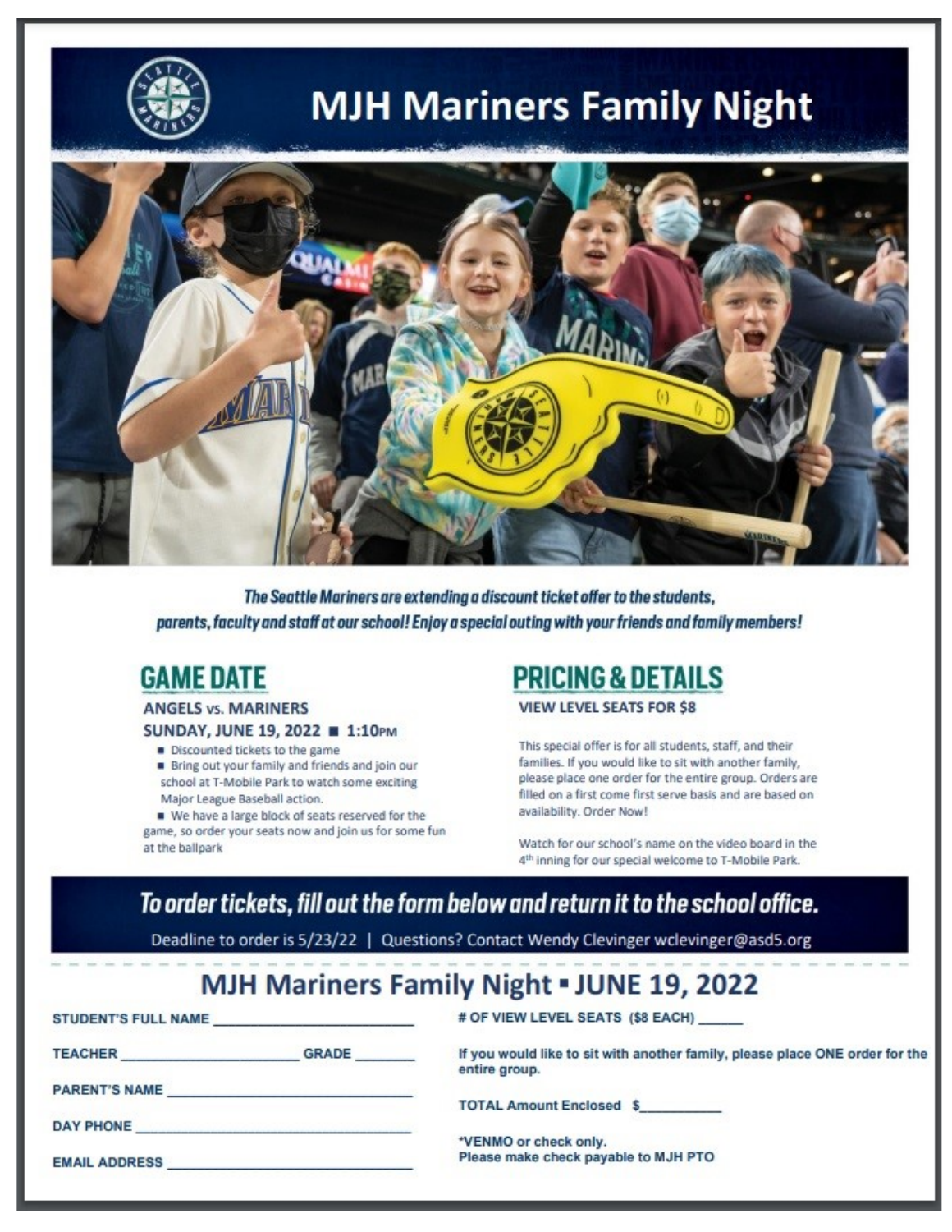# MJH Mariners Family Night

***The Seattle Mariners are extending a discount ticket offer to the students, parents, faculty and staff at our school! Enjoy a special outing with your friends and family members!***

## GAME DATE

**ANGELS vs. MARINERS**

**SUNDAY, JUNE 19, 2022 ▪ 1:10PM**

- Discounted tickets to the game
- Bring out your family and friends and join our school at T-Mobile Park to watch some exciting Major League Baseball action.
- We have a large block of seats reserved for the game, so order your seats now and join us for some fun at the ballpark

## PRICING & DETAILS

**VIEW LEVEL SEATS FOR $8**

This special offer is for all students, staff, and their families. If you would like to sit with another family, please place one order for the entire group. Orders are filled on a first come first serve basis and are based on availability. Order Now!

Watch for our school's name on the video board in the 4th inning for our special welcome to T-Mobile Park.

***To order tickets, fill out the form below and return it to the school office.***

Deadline to order is 5/23/22 | Questions? Contact Wendy Clevinger wclevinger@asd5.org

## MJH Mariners Family Night ▪ JUNE 19, 2022

**STUDENT'S FULL NAME** ______________________

**TEACHER** ____________________ **GRADE** _______

**PARENT'S NAME** ______________________

**DAY PHONE** ______________________

**EMAIL ADDRESS** ______________________

**# OF VIEW LEVEL SEATS ($8 EACH)** ______

**If you would like to sit with another family, please place ONE order for the entire group.**

**TOTAL Amount Enclosed $**__________

**\*VENMO or check only.**
**Please make check payable to MJH PTO**